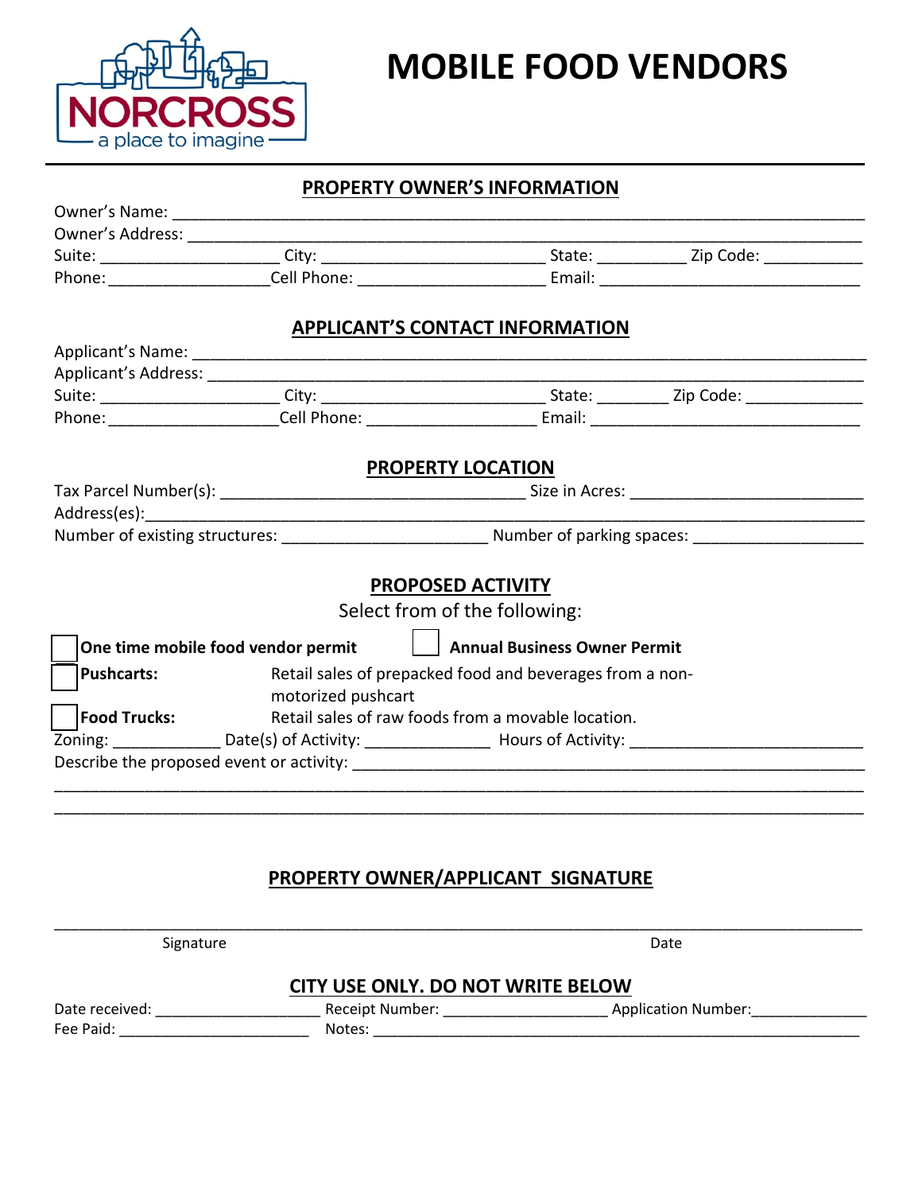NORCROSS
a place to imagine

# MOBILE FOOD VENDORS

## PROPERTY OWNER'S INFORMATION

Owner's Name: ____________________________________________________________________

Owner's Address: __________________________________________________________________

Suite: ___________________ City: _______________________ State: _________ Zip Code: __________

Phone: _________________Cell Phone: ____________________ Email: ___________________________

## APPLICANT'S CONTACT INFORMATION

Applicant's Name: _________________________________________________________________

Applicant's Address: _______________________________________________________________

Suite: ___________________ City: _______________________ State: ________ Zip Code: ____________

Phone: __________________Cell Phone: __________________ Email: ____________________________

## PROPERTY LOCATION

Tax Parcel Number(s): ________________________________ Size in Acres: _________________________

Address(es):______________________________________________________________________________

Number of existing structures: ______________________ Number of parking spaces: __________________

## PROPOSED ACTIVITY

Select from of the following:

☐ **One time mobile food vendor permit** ☐ **Annual Business Owner Permit**

☐ **Pushcarts:** Retail sales of prepacked food and beverages from a non-motorized pushcart

☐ **Food Trucks:** Retail sales of raw foods from a movable location.

Zoning: ____________ Date(s) of Activity: _____________ Hours of Activity: _________________________

Describe the proposed event or activity: ______________________________________________________

__________________________________________________________________________________________

__________________________________________________________________________________________

## PROPERTY OWNER/APPLICANT SIGNATURE

__________________________________________________________________________________________

Signature Date

## CITY USE ONLY. DO NOT WRITE BELOW

Date received: ___________________ Receipt Number: ___________________ Application Number:_____________

Fee Paid: ______________________ Notes: __________________________________________________________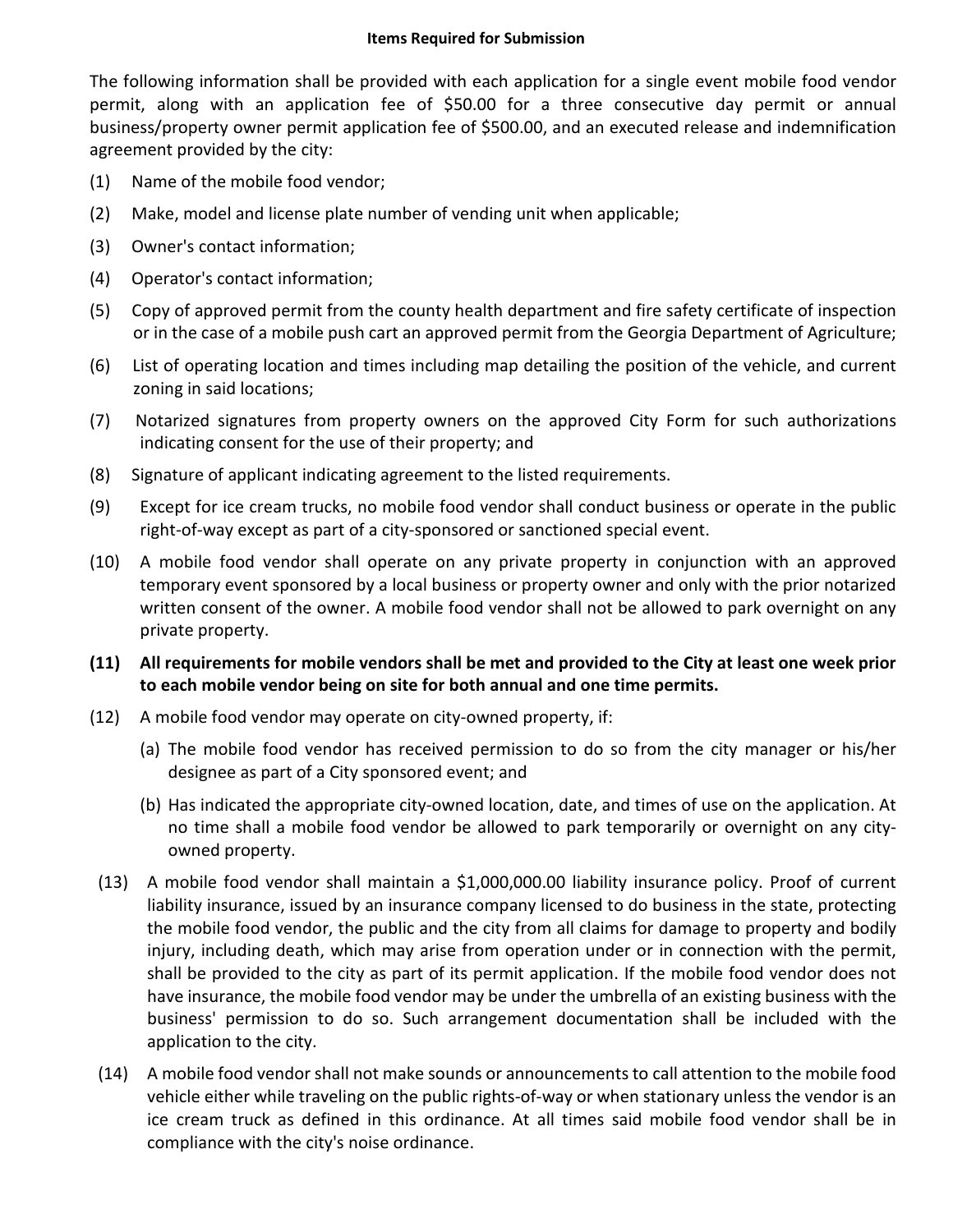**Items Required for Submission**

The following information shall be provided with each application for a single event mobile food vendor permit, along with an application fee of $50.00 for a three consecutive day permit or annual business/property owner permit application fee of $500.00, and an executed release and indemnification agreement provided by the city:

(1) Name of the mobile food vendor;

(2) Make, model and license plate number of vending unit when applicable;

(3) Owner's contact information;

(4) Operator's contact information;

(5) Copy of approved permit from the county health department and fire safety certificate of inspection or in the case of a mobile push cart an approved permit from the Georgia Department of Agriculture;

(6) List of operating location and times including map detailing the position of the vehicle, and current zoning in said locations;

(7) Notarized signatures from property owners on the approved City Form for such authorizations indicating consent for the use of their property; and

(8) Signature of applicant indicating agreement to the listed requirements.

(9) Except for ice cream trucks, no mobile food vendor shall conduct business or operate in the public right-of-way except as part of a city-sponsored or sanctioned special event.

(10) A mobile food vendor shall operate on any private property in conjunction with an approved temporary event sponsored by a local business or property owner and only with the prior notarized written consent of the owner. A mobile food vendor shall not be allowed to park overnight on any private property.

**(11) All requirements for mobile vendors shall be met and provided to the City at least one week prior to each mobile vendor being on site for both annual and one time permits.**

(12) A mobile food vendor may operate on city-owned property, if:

(a) The mobile food vendor has received permission to do so from the city manager or his/her designee as part of a City sponsored event; and

(b) Has indicated the appropriate city-owned location, date, and times of use on the application. At no time shall a mobile food vendor be allowed to park temporarily or overnight on any city-owned property.

(13) A mobile food vendor shall maintain a $1,000,000.00 liability insurance policy. Proof of current liability insurance, issued by an insurance company licensed to do business in the state, protecting the mobile food vendor, the public and the city from all claims for damage to property and bodily injury, including death, which may arise from operation under or in connection with the permit, shall be provided to the city as part of its permit application. If the mobile food vendor does not have insurance, the mobile food vendor may be under the umbrella of an existing business with the business' permission to do so. Such arrangement documentation shall be included with the application to the city.

(14) A mobile food vendor shall not make sounds or announcements to call attention to the mobile food vehicle either while traveling on the public rights-of-way or when stationary unless the vendor is an ice cream truck as defined in this ordinance. At all times said mobile food vendor shall be in compliance with the city's noise ordinance.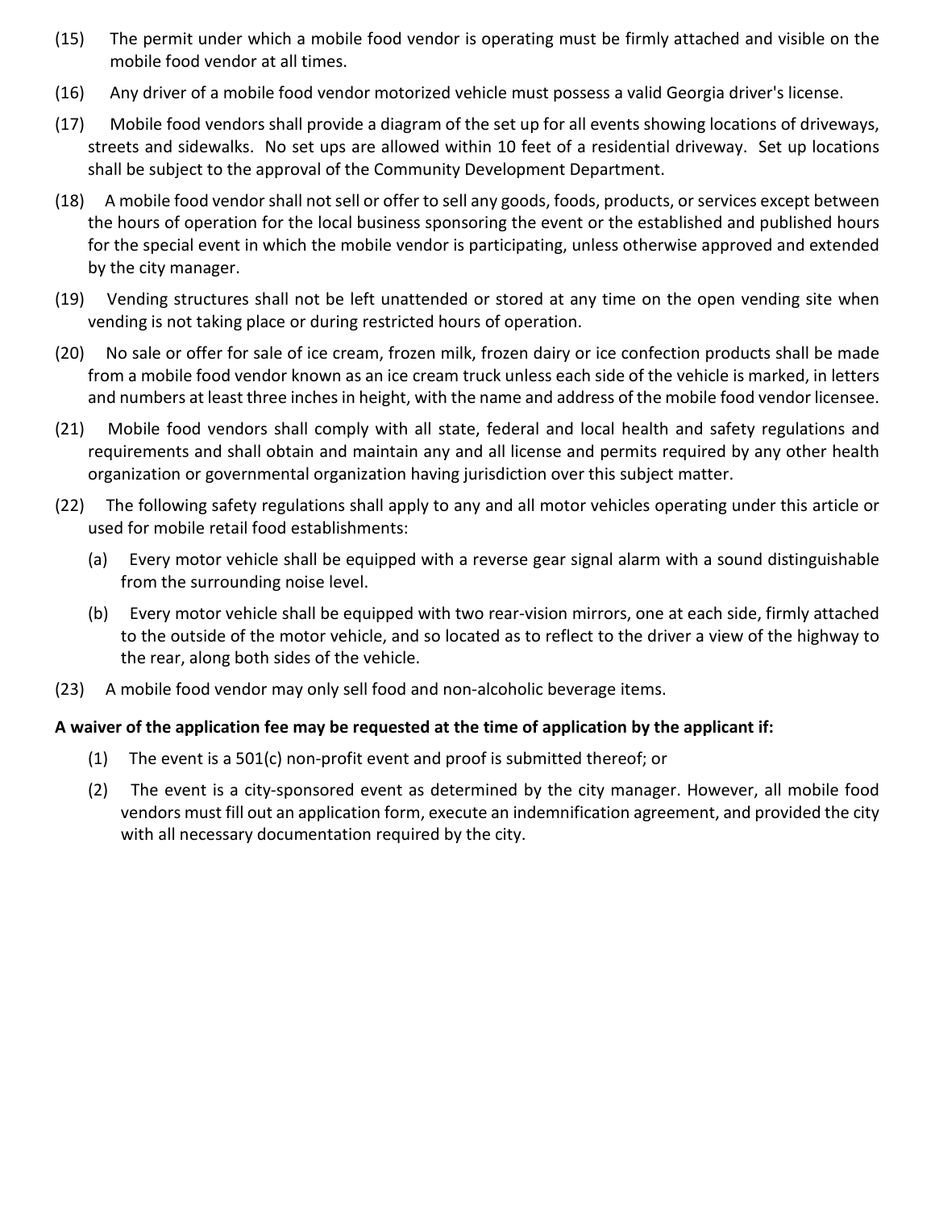(15) The permit under which a mobile food vendor is operating must be firmly attached and visible on the mobile food vendor at all times.

(16) Any driver of a mobile food vendor motorized vehicle must possess a valid Georgia driver's license.

(17) Mobile food vendors shall provide a diagram of the set up for all events showing locations of driveways, streets and sidewalks. No set ups are allowed within 10 feet of a residential driveway. Set up locations shall be subject to the approval of the Community Development Department.

(18) A mobile food vendor shall not sell or offer to sell any goods, foods, products, or services except between the hours of operation for the local business sponsoring the event or the established and published hours for the special event in which the mobile vendor is participating, unless otherwise approved and extended by the city manager.

(19) Vending structures shall not be left unattended or stored at any time on the open vending site when vending is not taking place or during restricted hours of operation.

(20) No sale or offer for sale of ice cream, frozen milk, frozen dairy or ice confection products shall be made from a mobile food vendor known as an ice cream truck unless each side of the vehicle is marked, in letters and numbers at least three inches in height, with the name and address of the mobile food vendor licensee.

(21) Mobile food vendors shall comply with all state, federal and local health and safety regulations and requirements and shall obtain and maintain any and all license and permits required by any other health organization or governmental organization having jurisdiction over this subject matter.

(22) The following safety regulations shall apply to any and all motor vehicles operating under this article or used for mobile retail food establishments:

(a) Every motor vehicle shall be equipped with a reverse gear signal alarm with a sound distinguishable from the surrounding noise level.

(b) Every motor vehicle shall be equipped with two rear-vision mirrors, one at each side, firmly attached to the outside of the motor vehicle, and so located as to reflect to the driver a view of the highway to the rear, along both sides of the vehicle.

(23) A mobile food vendor may only sell food and non-alcoholic beverage items.

**A waiver of the application fee may be requested at the time of application by the applicant if:**

(1) The event is a 501(c) non-profit event and proof is submitted thereof; or

(2) The event is a city-sponsored event as determined by the city manager. However, all mobile food vendors must fill out an application form, execute an indemnification agreement, and provided the city with all necessary documentation required by the city.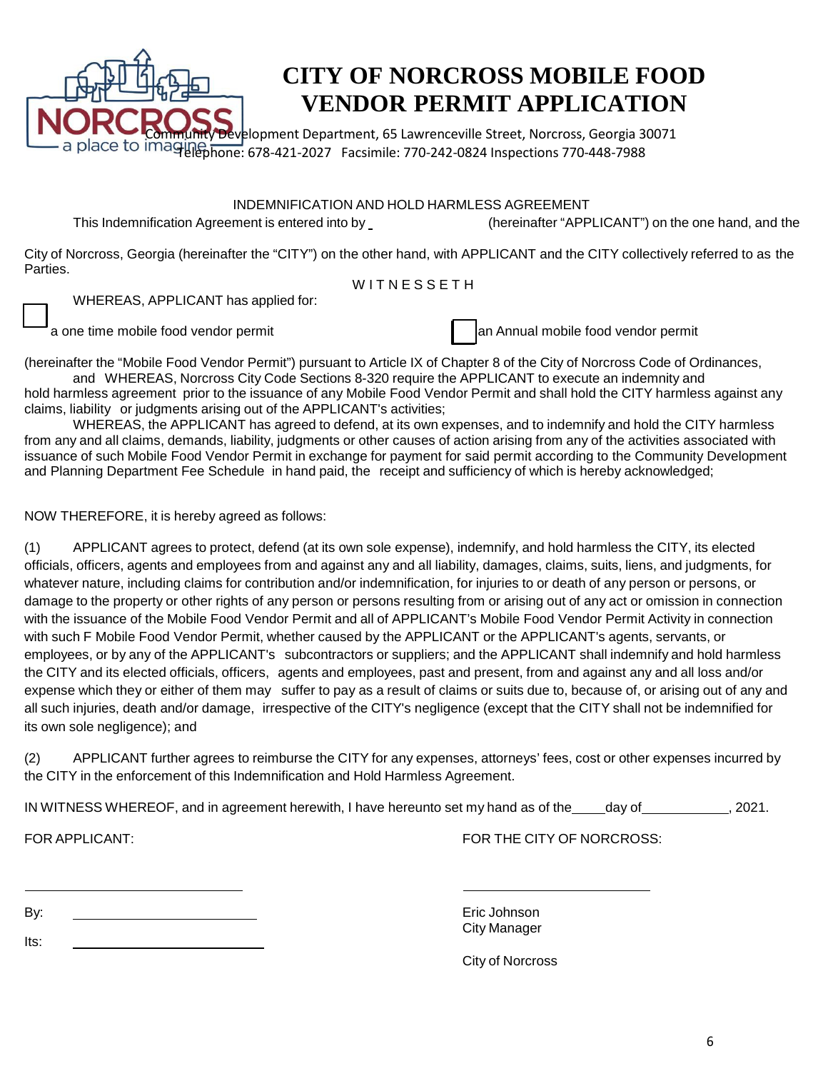# CITY OF NORCROSS MOBILE FOOD VENDOR PERMIT APPLICATION

Community Development Department, 65 Lawrenceville Street, Norcross, Georgia 30071
Telephone: 678-421-2027 Facsimile: 770-242-0824 Inspections 770-448-7988

## INDEMNIFICATION AND HOLD HARMLESS AGREEMENT

This Indemnification Agreement is entered into by \_\_\_\_\_\_\_\_\_\_\_\_\_\_\_ (hereinafter "APPLICANT") on the one hand, and the City of Norcross, Georgia (hereinafter the "CITY") on the other hand, with APPLICANT and the CITY collectively referred to as the Parties.

W I T N E S S E T H

WHEREAS, APPLICANT has applied for:

☐ a one time mobile food vendor permit ☐ an Annual mobile food vendor permit

(hereinafter the "Mobile Food Vendor Permit") pursuant to Article IX of Chapter 8 of the City of Norcross Code of Ordinances, and WHEREAS, Norcross City Code Sections 8-320 require the APPLICANT to execute an indemnity and hold harmless agreement prior to the issuance of any Mobile Food Vendor Permit and shall hold the CITY harmless against any claims, liability or judgments arising out of the APPLICANT's activities;

WHEREAS, the APPLICANT has agreed to defend, at its own expenses, and to indemnify and hold the CITY harmless from any and all claims, demands, liability, judgments or other causes of action arising from any of the activities associated with issuance of such Mobile Food Vendor Permit in exchange for payment for said permit according to the Community Development and Planning Department Fee Schedule in hand paid, the receipt and sufficiency of which is hereby acknowledged;

NOW THEREFORE, it is hereby agreed as follows:

(1) APPLICANT agrees to protect, defend (at its own sole expense), indemnify, and hold harmless the CITY, its elected officials, officers, agents and employees from and against any and all liability, damages, claims, suits, liens, and judgments, for whatever nature, including claims for contribution and/or indemnification, for injuries to or death of any person or persons, or damage to the property or other rights of any person or persons resulting from or arising out of any act or omission in connection with the issuance of the Mobile Food Vendor Permit and all of APPLICANT's Mobile Food Vendor Permit Activity in connection with such F Mobile Food Vendor Permit, whether caused by the APPLICANT or the APPLICANT's agents, servants, or employees, or by any of the APPLICANT's subcontractors or suppliers; and the APPLICANT shall indemnify and hold harmless the CITY and its elected officials, officers, agents and employees, past and present, from and against any and all loss and/or expense which they or either of them may suffer to pay as a result of claims or suits due to, because of, or arising out of any and all such injuries, death and/or damage, irrespective of the CITY's negligence (except that the CITY shall not be indemnified for its own sole negligence); and

(2) APPLICANT further agrees to reimburse the CITY for any expenses, attorneys' fees, cost or other expenses incurred by the CITY in the enforcement of this Indemnification and Hold Harmless Agreement.

IN WITNESS WHEREOF, and in agreement herewith, I have hereunto set my hand as of the \_\_\_\_ day of \_\_\_\_\_\_\_\_\_\_\_\_, 2021.

FOR APPLICANT:

\_\_\_\_\_\_\_\_\_\_\_\_\_\_\_\_\_\_\_\_\_\_\_\_\_\_\_\_

By: \_\_\_\_\_\_\_\_\_\_\_\_\_\_\_\_\_\_\_\_\_\_\_\_

Its: \_\_\_\_\_\_\_\_\_\_\_\_\_\_\_\_\_\_\_\_\_\_\_\_

FOR THE CITY OF NORCROSS:

\_\_\_\_\_\_\_\_\_\_\_\_\_\_\_\_\_\_\_\_\_\_\_\_\_\_\_\_

Eric Johnson
City Manager

City of Norcross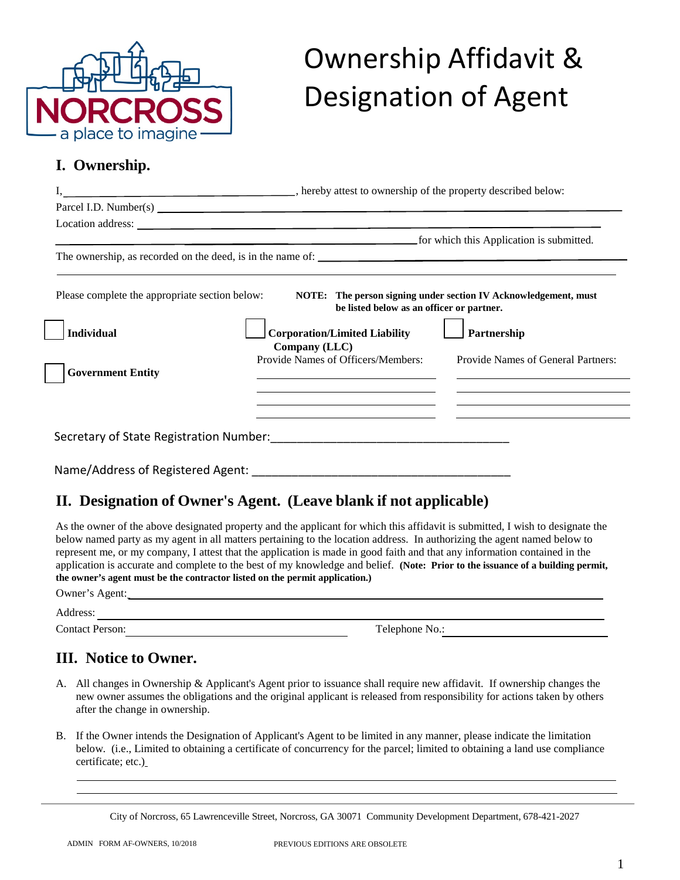# Ownership Affidavit & Designation of Agent

NORCROSS
a place to imagine

## I. Ownership.

I, ______________________________________, hereby attest to ownership of the property described below:

Parcel I.D. Number(s) ______________________________________________________________

Location address: _________________________________________________________________

_______________________________________________ for which this Application is submitted.

The ownership, as recorded on the deed, is in the name of: ______________________________

_____________________________________________________________________________

Please complete the appropriate section below: **NOTE: The person signing under section IV Acknowledgement, must be listed below as an officer or partner.**

☐ **Individual**

☐ **Government Entity**

☐ **Corporation/Limited Liability Company (LLC)**
Provide Names of Officers/Members:

_______________________________
_______________________________
_______________________________
_______________________________

☐ **Partnership**
Provide Names of General Partners:

_______________________________
_______________________________
_______________________________
_______________________________

Secretary of State Registration Number: ____________________________________

Name/Address of Registered Agent: ________________________________________

## II. Designation of Owner's Agent. (Leave blank if not applicable)

As the owner of the above designated property and the applicant for which this affidavit is submitted, I wish to designate the below named party as my agent in all matters pertaining to the location address. In authorizing the agent named below to represent me, or my company, I attest that the application is made in good faith and that any information contained in the application is accurate and complete to the best of my knowledge and belief. **(Note: Prior to the issuance of a building permit, the owner's agent must be the contractor listed on the permit application.)**

Owner's Agent: ____________________________________________________________

Address: _________________________________________________________________

Contact Person: ______________________________ Telephone No.: ________________________

## III. Notice to Owner.

A. All changes in Ownership & Applicant's Agent prior to issuance shall require new affidavit. If ownership changes the new owner assumes the obligations and the original applicant is released from responsibility for actions taken by others after the change in ownership.

B. If the Owner intends the Designation of Applicant's Agent to be limited in any manner, please indicate the limitation below. (i.e., Limited to obtaining a certificate of concurrency for the parcel; limited to obtaining a land use compliance certificate; etc.)

_____________________________________________________________________________

_____________________________________________________________________________

City of Norcross, 65 Lawrenceville Street, Norcross, GA 30071 Community Development Department, 678-421-2027

ADMIN FORM AF-OWNERS, 10/2018 PREVIOUS EDITIONS ARE OBSOLETE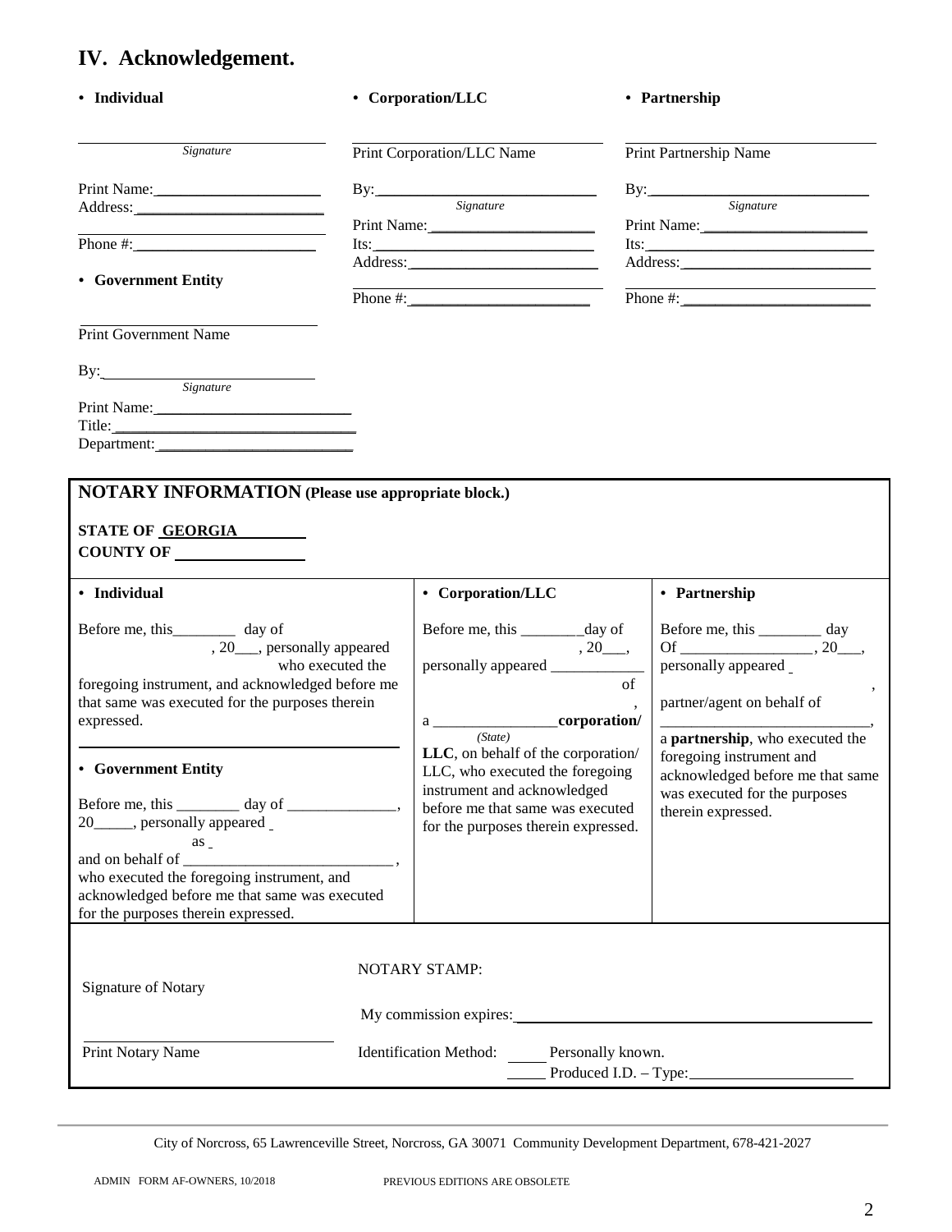## IV. Acknowledgement.

- **Individual**

\_\_\_\_\_\_\_\_\_\_\_\_\_\_\_\_\_\_\_\_\_\_\_\_\_\_\_\_\_\_
*Signature*

Print Name: \_\_\_\_\_\_\_\_\_\_\_\_\_\_\_\_\_\_\_\_\_\_
Address: \_\_\_\_\_\_\_\_\_\_\_\_\_\_\_\_\_\_\_\_\_\_\_\_\_
\_\_\_\_\_\_\_\_\_\_\_\_\_\_\_\_\_\_\_\_\_\_\_\_\_\_\_\_\_\_
Phone #: \_\_\_\_\_\_\_\_\_\_\_\_\_\_\_\_\_\_\_\_\_\_\_\_

- **Corporation/LLC**

\_\_\_\_\_\_\_\_\_\_\_\_\_\_\_\_\_\_\_\_\_\_\_\_\_\_\_\_\_\_
Print Corporation/LLC Name

By: \_\_\_\_\_\_\_\_\_\_\_\_\_\_\_\_\_\_\_\_\_\_\_\_\_\_\_\_
*Signature*
Print Name: \_\_\_\_\_\_\_\_\_\_\_\_\_\_\_\_\_\_\_\_\_\_
Its: \_\_\_\_\_\_\_\_\_\_\_\_\_\_\_\_\_\_\_\_\_\_\_\_\_\_\_\_\_
Address: \_\_\_\_\_\_\_\_\_\_\_\_\_\_\_\_\_\_\_\_\_\_\_\_\_
\_\_\_\_\_\_\_\_\_\_\_\_\_\_\_\_\_\_\_\_\_\_\_\_\_\_\_\_\_\_
Phone #: \_\_\_\_\_\_\_\_\_\_\_\_\_\_\_\_\_\_\_\_\_\_\_\_

- **Partnership**

\_\_\_\_\_\_\_\_\_\_\_\_\_\_\_\_\_\_\_\_\_\_\_\_\_\_\_\_\_\_
Print Partnership Name

By: \_\_\_\_\_\_\_\_\_\_\_\_\_\_\_\_\_\_\_\_\_\_\_\_\_\_\_\_
*Signature*
Print Name: \_\_\_\_\_\_\_\_\_\_\_\_\_\_\_\_\_\_\_\_\_\_
Its: \_\_\_\_\_\_\_\_\_\_\_\_\_\_\_\_\_\_\_\_\_\_\_\_\_\_\_\_\_
Address: \_\_\_\_\_\_\_\_\_\_\_\_\_\_\_\_\_\_\_\_\_\_\_\_\_
\_\_\_\_\_\_\_\_\_\_\_\_\_\_\_\_\_\_\_\_\_\_\_\_\_\_\_\_\_\_
Phone #: \_\_\_\_\_\_\_\_\_\_\_\_\_\_\_\_\_\_\_\_\_\_\_\_

- **Government Entity**

\_\_\_\_\_\_\_\_\_\_\_\_\_\_\_\_\_\_\_\_\_\_\_\_\_\_\_\_\_\_
Print Government Name

By: \_\_\_\_\_\_\_\_\_\_\_\_\_\_\_\_\_\_\_\_\_\_\_\_\_\_\_\_
*Signature*
Print Name: \_\_\_\_\_\_\_\_\_\_\_\_\_\_\_\_\_\_\_\_\_\_\_\_\_\_
Title: \_\_\_\_\_\_\_\_\_\_\_\_\_\_\_\_\_\_\_\_\_\_\_\_\_\_\_\_\_\_\_
Department: \_\_\_\_\_\_\_\_\_\_\_\_\_\_\_\_\_\_\_\_\_\_\_\_\_\_

## NOTARY INFORMATION (Please use appropriate block.)

**STATE OF GEORGIA**
**COUNTY OF** \_\_\_\_\_\_\_\_\_\_\_\_\_\_\_\_

- **Individual**

Before me, this\_\_\_\_\_\_\_\_ day of \_\_\_\_\_\_\_\_\_\_, 20\_\_\_, personally appeared \_\_\_\_\_\_\_\_\_\_\_\_\_\_\_\_ who executed the foregoing instrument, and acknowledged before me that same was executed for the purposes therein expressed.

- **Government Entity**

Before me, this \_\_\_\_\_\_\_\_ day of \_\_\_\_\_\_\_\_\_\_\_\_\_\_, 20\_\_\_\_\_, personally appeared \_\_\_\_\_\_\_\_\_\_ as \_\_\_\_\_\_\_\_\_\_ and on behalf of \_\_\_\_\_\_\_\_\_\_\_\_\_\_\_\_\_\_\_\_\_\_\_\_\_\_\_, who executed the foregoing instrument, and acknowledged before me that same was executed for the purposes therein expressed.

- **Corporation/LLC**

Before me, this \_\_\_\_\_\_\_\_day of \_\_\_\_\_\_\_\_\_\_, 20\_\_\_, personally appeared \_\_\_\_\_\_\_\_\_\_\_\_ of \_\_\_\_\_\_\_\_\_\_\_\_, a \_\_\_\_\_\_\_\_\_\_\_\_\_\_\_\_ **corporation/ LLC**, on behalf of the corporation/ LLC, who executed the foregoing instrument and acknowledged before me that same was executed for the purposes therein expressed.
*(State)*

- **Partnership**

Before me, this \_\_\_\_\_\_\_\_ day Of \_\_\_\_\_\_\_\_\_\_\_\_\_\_\_\_\_, 20\_\_\_, personally appeared \_\_\_\_\_\_\_\_\_\_\_\_, partner/agent on behalf of \_\_\_\_\_\_\_\_\_\_\_\_\_\_\_\_\_\_\_\_\_\_\_\_\_\_\_, a **partnership**, who executed the foregoing instrument and acknowledged before me that same was executed for the purposes therein expressed.

Signature of Notary

NOTARY STAMP:

My commission expires: \_\_\_\_\_\_\_\_\_\_\_\_\_\_\_\_\_\_\_\_\_\_\_\_\_\_\_\_\_\_\_\_\_\_\_\_\_\_\_\_

\_\_\_\_\_\_\_\_\_\_\_\_\_\_\_\_\_\_\_\_\_\_\_\_\_\_\_\_\_\_
Print Notary Name

Identification Method: \_\_\_\_\_ Personally known.
\_\_\_\_\_ Produced I.D. – Type: \_\_\_\_\_\_\_\_\_\_\_\_\_\_\_\_\_\_\_\_\_

City of Norcross, 65 Lawrenceville Street, Norcross, GA 30071 Community Development Department, 678-421-2027

ADMIN FORM AF-OWNERS, 10/2018 PREVIOUS EDITIONS ARE OBSOLETE